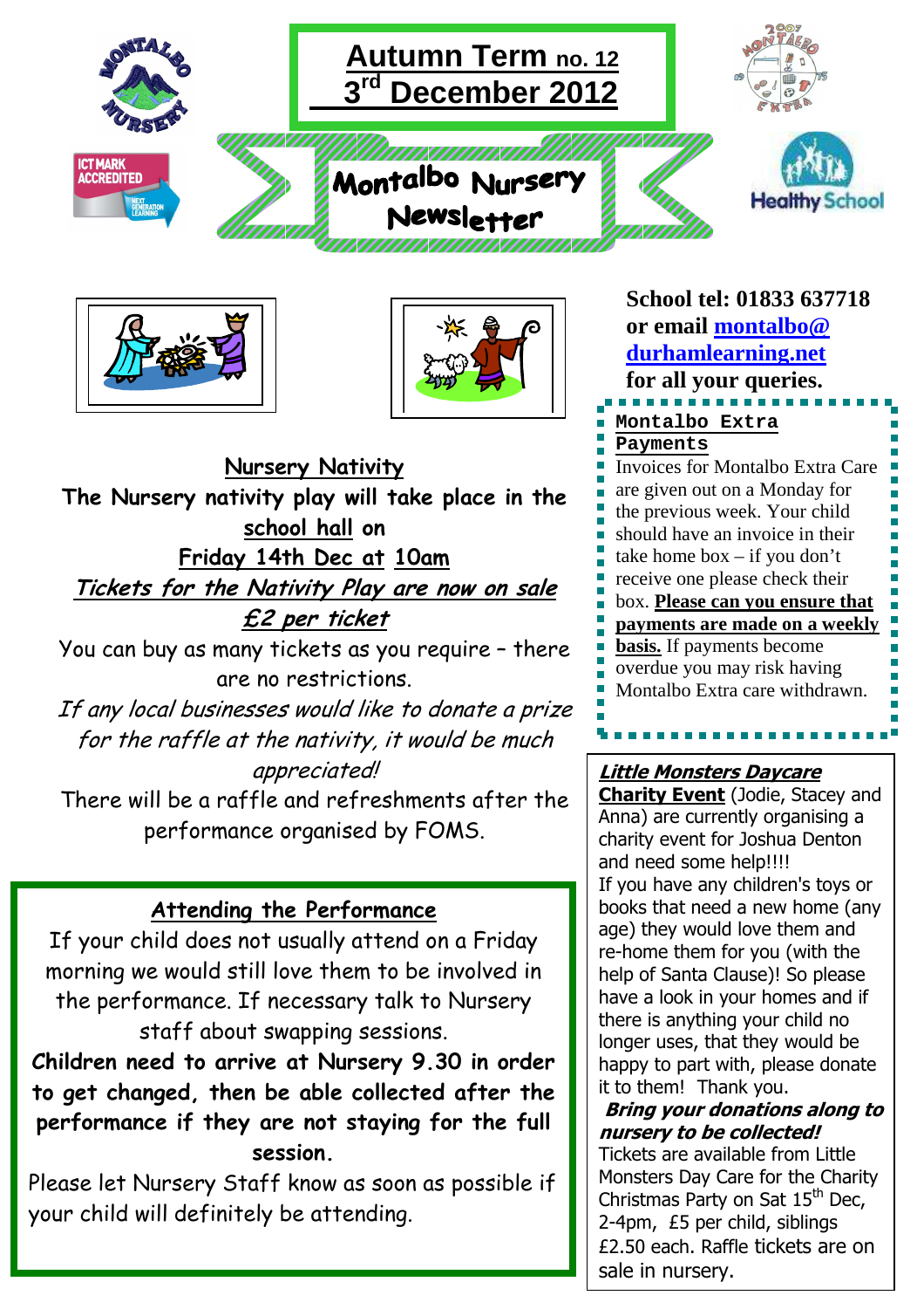# Autumn Term no. 12
## 3rd December 2012

# Montalbo Nursery Newsletter

**School tel: 01833 637718 or email montalbo@durhamlearning.net for all your queries.**

## Nursery Nativity

**The Nursery nativity play will take place in the school hall on Friday 14th Dec at 10am**

***Tickets for the Nativity Play are now on sale £2 per ticket***

You can buy as many tickets as you require – there are no restrictions.

*If any local businesses would like to donate a prize for the raffle at the nativity, it would be much appreciated!*

There will be a raffle and refreshments after the performance organised by FOMS.

## Attending the Performance

If your child does not usually attend on a Friday morning we would still love them to be involved in the performance. If necessary talk to Nursery staff about swapping sessions.

**Children need to arrive at Nursery 9.30 in order to get changed, then be able collected after the performance if they are not staying for the full session.**

Please let Nursery Staff know as soon as possible if your child will definitely be attending.

## Montalbo Extra Payments

Invoices for Montalbo Extra Care are given out on a Monday for the previous week. Your child should have an invoice in their take home box – if you don't receive one please check their box. **Please can you ensure that payments are made on a weekly basis.** If payments become overdue you may risk having Montalbo Extra care withdrawn.

## Little Monsters Daycare

**Charity Event** (Jodie, Stacey and Anna) are currently organising a charity event for Joshua Denton and need some help!!!!

If you have any children's toys or books that need a new home (any age) they would love them and re-home them for you (with the help of Santa Clause)! So please have a look in your homes and if there is anything your child no longer uses, that they would be happy to part with, please donate it to them! Thank you.

***Bring your donations along to nursery to be collected!***

Tickets are available from Little Monsters Day Care for the Charity Christmas Party on Sat 15th Dec, 2-4pm, £5 per child, siblings £2.50 each. Raffle tickets are on sale in nursery.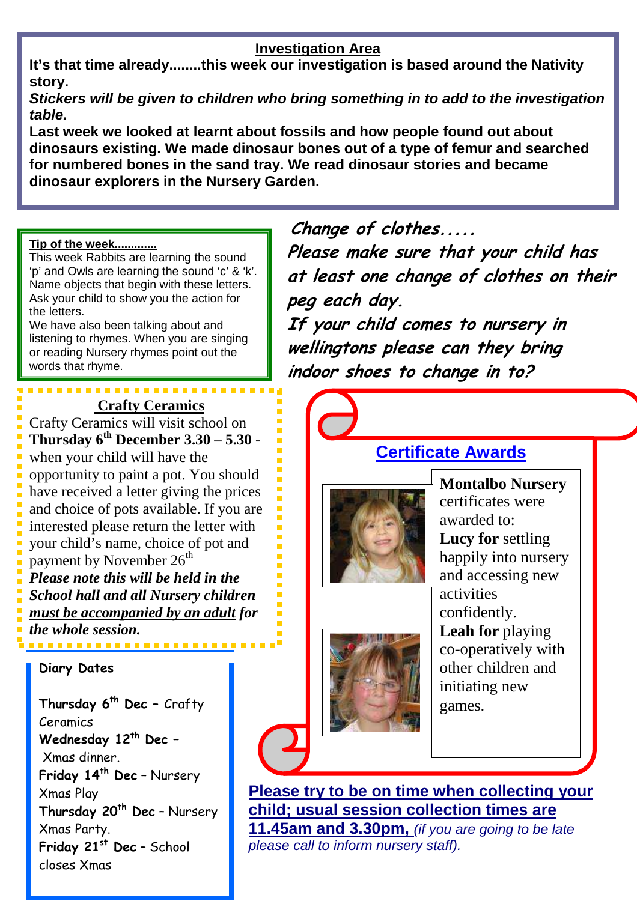## Investigation Area

**It's that time already........this week our investigation is based around the Nativity story.**

***Stickers will be given to children who bring something in to add to the investigation table.***

**Last week we looked at learnt about fossils and how people found out about dinosaurs existing. We made dinosaur bones out of a type of femur and searched for numbered bones in the sand tray. We read dinosaur stories and became dinosaur explorers in the Nursery Garden.**

**Tip of the week............**

This week Rabbits are learning the sound 'p' and Owls are learning the sound 'c' & 'k'. Name objects that begin with these letters. Ask your child to show you the action for the letters.

We have also been talking about and listening to rhymes. When you are singing or reading Nursery rhymes point out the words that rhyme.

***Change of clothes.....***

***Please make sure that your child has at least one change of clothes on their peg each day.***

***If your child comes to nursery in wellingtons please can they bring indoor shoes to change in to?***

## Crafty Ceramics

Crafty Ceramics will visit school on **Thursday 6th December 3.30 – 5.30** - when your child will have the opportunity to paint a pot. You should have received a letter giving the prices and choice of pots available. If you are interested please return the letter with your child's name, choice of pot and payment by November 26th

***Please note this will be held in the School hall and all Nursery children must be accompanied by an adult for the whole session.***

## Certificate Awards

**Montalbo Nursery** certificates were awarded to:

**Lucy for** settling happily into nursery and accessing new activities confidently.

**Leah for** playing co-operatively with other children and initiating new games.

## Diary Dates

**Thursday 6th Dec** – Crafty Ceramics
**Wednesday 12th Dec** – Xmas dinner.
**Friday 14th Dec** – Nursery Xmas Play
**Thursday 20th Dec** – Nursery Xmas Party.
**Friday 21st Dec** – School closes Xmas

**Please try to be on time when collecting your child; usual session collection times are 11.45am and 3.30pm,** *(if you are going to be late please call to inform nursery staff).*